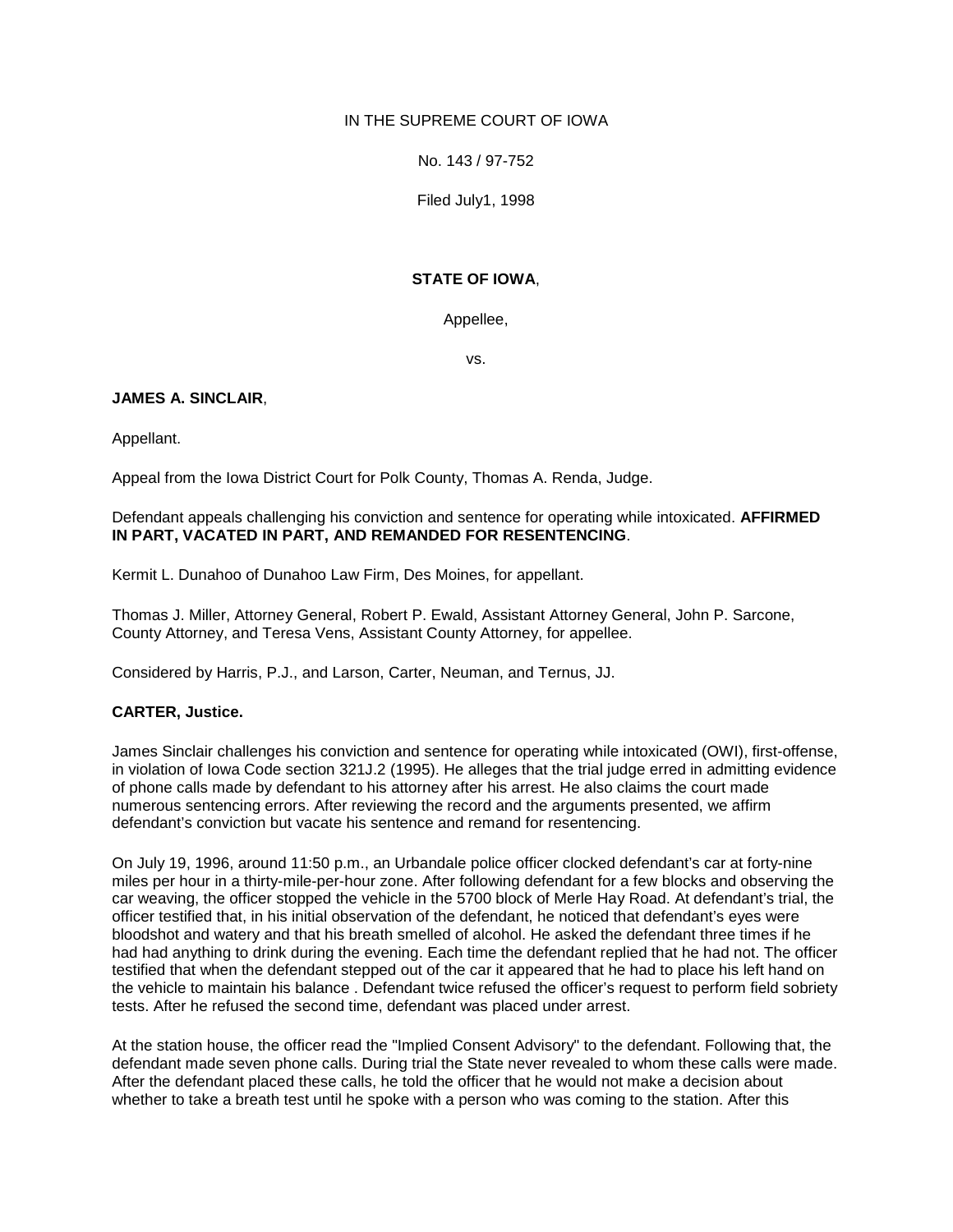IN THE SUPREME COURT OF IOWA

No. 143 / 97-752

Filed July1, 1998

**STATE OF IOWA**,

Appellee,

vs.

**JAMES A. SINCLAIR**,

Appellant.

Appeal from the Iowa District Court for Polk County, Thomas A. Renda, Judge.

Defendant appeals challenging his conviction and sentence for operating while intoxicated. **AFFIRMED IN PART, VACATED IN PART, AND REMANDED FOR RESENTENCING**.

Kermit L. Dunahoo of Dunahoo Law Firm, Des Moines, for appellant.

Thomas J. Miller, Attorney General, Robert P. Ewald, Assistant Attorney General, John P. Sarcone, County Attorney, and Teresa Vens, Assistant County Attorney, for appellee.

Considered by Harris, P.J., and Larson, Carter, Neuman, and Ternus, JJ.

**CARTER, Justice.**

James Sinclair challenges his conviction and sentence for operating while intoxicated (OWI), first-offense, in violation of Iowa Code section 321J.2 (1995). He alleges that the trial judge erred in admitting evidence of phone calls made by defendant to his attorney after his arrest. He also claims the court made numerous sentencing errors. After reviewing the record and the arguments presented, we affirm defendant's conviction but vacate his sentence and remand for resentencing.

On July 19, 1996, around 11:50 p.m., an Urbandale police officer clocked defendant's car at forty-nine miles per hour in a thirty-mile-per-hour zone. After following defendant for a few blocks and observing the car weaving, the officer stopped the vehicle in the 5700 block of Merle Hay Road. At defendant's trial, the officer testified that, in his initial observation of the defendant, he noticed that defendant's eyes were bloodshot and watery and that his breath smelled of alcohol. He asked the defendant three times if he had had anything to drink during the evening. Each time the defendant replied that he had not. The officer testified that when the defendant stepped out of the car it appeared that he had to place his left hand on the vehicle to maintain his balance . Defendant twice refused the officer's request to perform field sobriety tests. After he refused the second time, defendant was placed under arrest.

At the station house, the officer read the "Implied Consent Advisory" to the defendant. Following that, the defendant made seven phone calls. During trial the State never revealed to whom these calls were made. After the defendant placed these calls, he told the officer that he would not make a decision about whether to take a breath test until he spoke with a person who was coming to the station. After this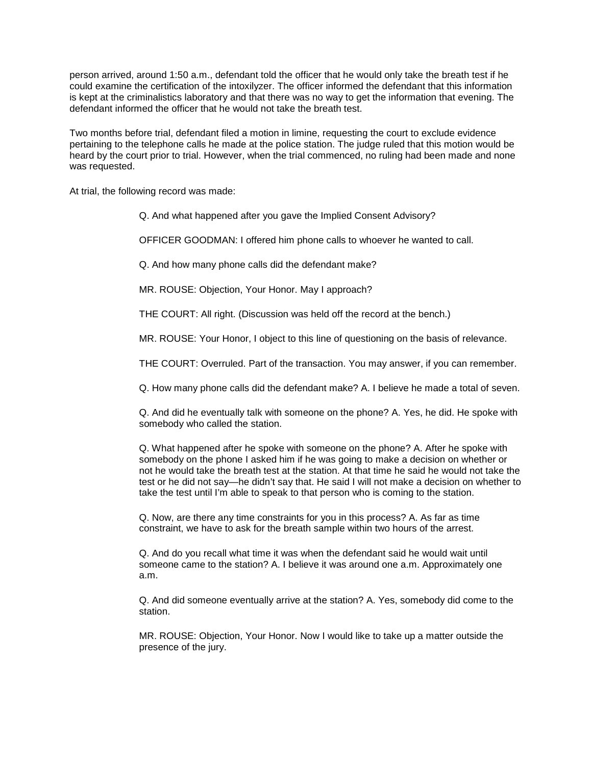person arrived, around 1:50 a.m., defendant told the officer that he would only take the breath test if he could examine the certification of the intoxilyzer. The officer informed the defendant that this information is kept at the criminalistics laboratory and that there was no way to get the information that evening. The defendant informed the officer that he would not take the breath test.

Two months before trial, defendant filed a motion in limine, requesting the court to exclude evidence pertaining to the telephone calls he made at the police station. The judge ruled that this motion would be heard by the court prior to trial. However, when the trial commenced, no ruling had been made and none was requested.

At trial, the following record was made:

> Q. And what happened after you gave the Implied Consent Advisory?
>
> OFFICER GOODMAN: I offered him phone calls to whoever he wanted to call.
>
> Q. And how many phone calls did the defendant make?
>
> MR. ROUSE: Objection, Your Honor. May I approach?
>
> THE COURT: All right. (Discussion was held off the record at the bench.)
>
> MR. ROUSE: Your Honor, I object to this line of questioning on the basis of relevance.
>
> THE COURT: Overruled. Part of the transaction. You may answer, if you can remember.
>
> Q. How many phone calls did the defendant make? A. I believe he made a total of seven.
>
> Q. And did he eventually talk with someone on the phone? A. Yes, he did. He spoke with somebody who called the station.
>
> Q. What happened after he spoke with someone on the phone? A. After he spoke with somebody on the phone I asked him if he was going to make a decision on whether or not he would take the breath test at the station. At that time he said he would not take the test or he did not say—he didn't say that. He said I will not make a decision on whether to take the test until I'm able to speak to that person who is coming to the station.
>
> Q. Now, are there any time constraints for you in this process? A. As far as time constraint, we have to ask for the breath sample within two hours of the arrest.
>
> Q. And do you recall what time it was when the defendant said he would wait until someone came to the station? A. I believe it was around one a.m. Approximately one a.m.
>
> Q. And did someone eventually arrive at the station? A. Yes, somebody did come to the station.
>
> MR. ROUSE: Objection, Your Honor. Now I would like to take up a matter outside the presence of the jury.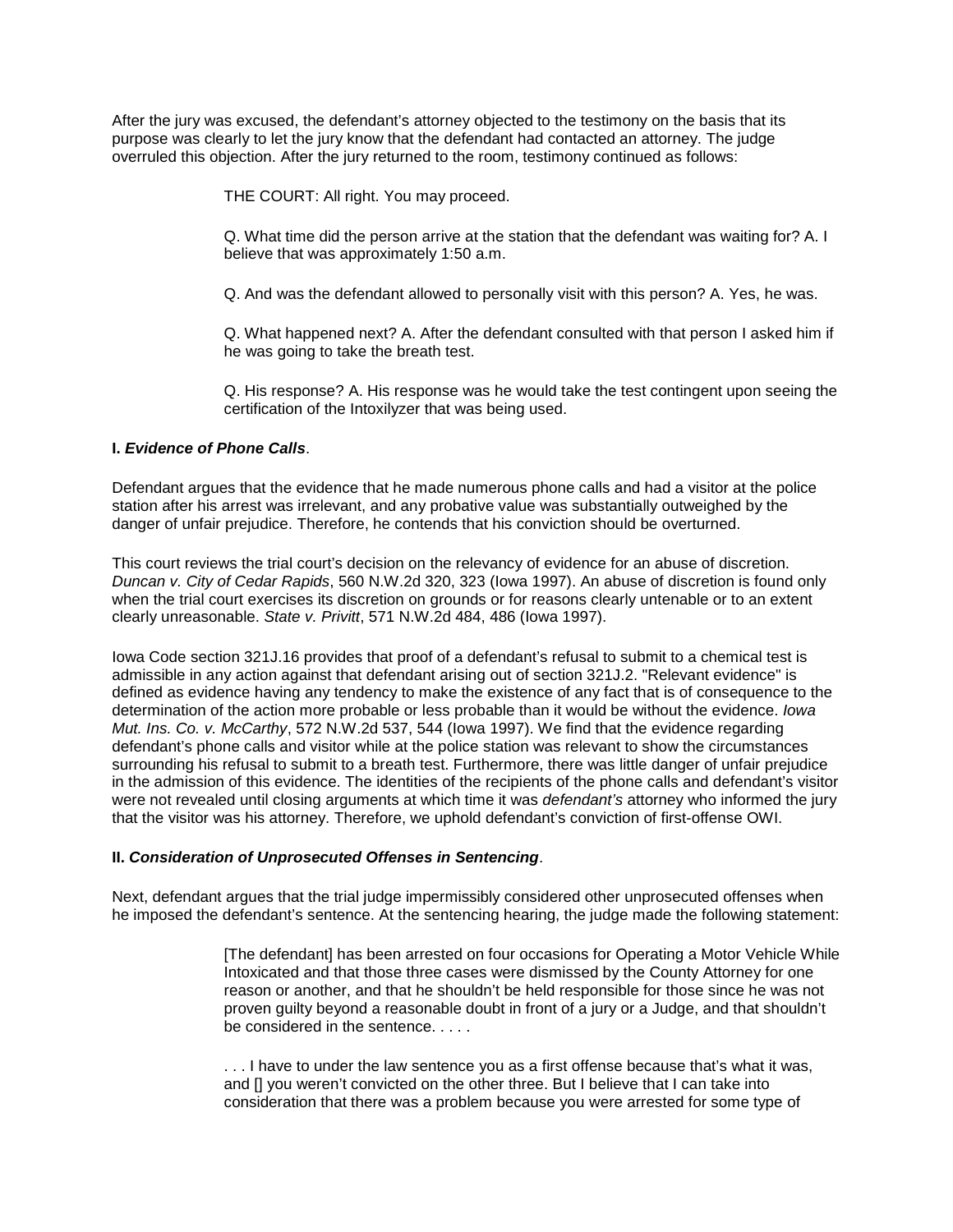After the jury was excused, the defendant's attorney objected to the testimony on the basis that its purpose was clearly to let the jury know that the defendant had contacted an attorney. The judge overruled this objection. After the jury returned to the room, testimony continued as follows:

> THE COURT: All right. You may proceed.
>
> Q. What time did the person arrive at the station that the defendant was waiting for? A. I believe that was approximately 1:50 a.m.
>
> Q. And was the defendant allowed to personally visit with this person? A. Yes, he was.
>
> Q. What happened next? A. After the defendant consulted with that person I asked him if he was going to take the breath test.
>
> Q. His response? A. His response was he would take the test contingent upon seeing the certification of the Intoxilyzer that was being used.

**I. *Evidence of Phone Calls*.**

Defendant argues that the evidence that he made numerous phone calls and had a visitor at the police station after his arrest was irrelevant, and any probative value was substantially outweighed by the danger of unfair prejudice. Therefore, he contends that his conviction should be overturned.

This court reviews the trial court's decision on the relevancy of evidence for an abuse of discretion. *Duncan v. City of Cedar Rapids*, 560 N.W.2d 320, 323 (Iowa 1997). An abuse of discretion is found only when the trial court exercises its discretion on grounds or for reasons clearly untenable or to an extent clearly unreasonable. *State v. Privitt*, 571 N.W.2d 484, 486 (Iowa 1997).

Iowa Code section 321J.16 provides that proof of a defendant's refusal to submit to a chemical test is admissible in any action against that defendant arising out of section 321J.2. "Relevant evidence" is defined as evidence having any tendency to make the existence of any fact that is of consequence to the determination of the action more probable or less probable than it would be without the evidence. *Iowa Mut. Ins. Co. v. McCarthy*, 572 N.W.2d 537, 544 (Iowa 1997). We find that the evidence regarding defendant's phone calls and visitor while at the police station was relevant to show the circumstances surrounding his refusal to submit to a breath test. Furthermore, there was little danger of unfair prejudice in the admission of this evidence. The identities of the recipients of the phone calls and defendant's visitor were not revealed until closing arguments at which time it was *defendant's* attorney who informed the jury that the visitor was his attorney. Therefore, we uphold defendant's conviction of first-offense OWI.

**II. *Consideration of Unprosecuted Offenses in Sentencing*.**

Next, defendant argues that the trial judge impermissibly considered other unprosecuted offenses when he imposed the defendant's sentence. At the sentencing hearing, the judge made the following statement:

> [The defendant] has been arrested on four occasions for Operating a Motor Vehicle While Intoxicated and that those three cases were dismissed by the County Attorney for one reason or another, and that he shouldn't be held responsible for those since he was not proven guilty beyond a reasonable doubt in front of a jury or a Judge, and that shouldn't be considered in the sentence. . . . .
>
> . . . I have to under the law sentence you as a first offense because that's what it was, and [] you weren't convicted on the other three. But I believe that I can take into consideration that there was a problem because you were arrested for some type of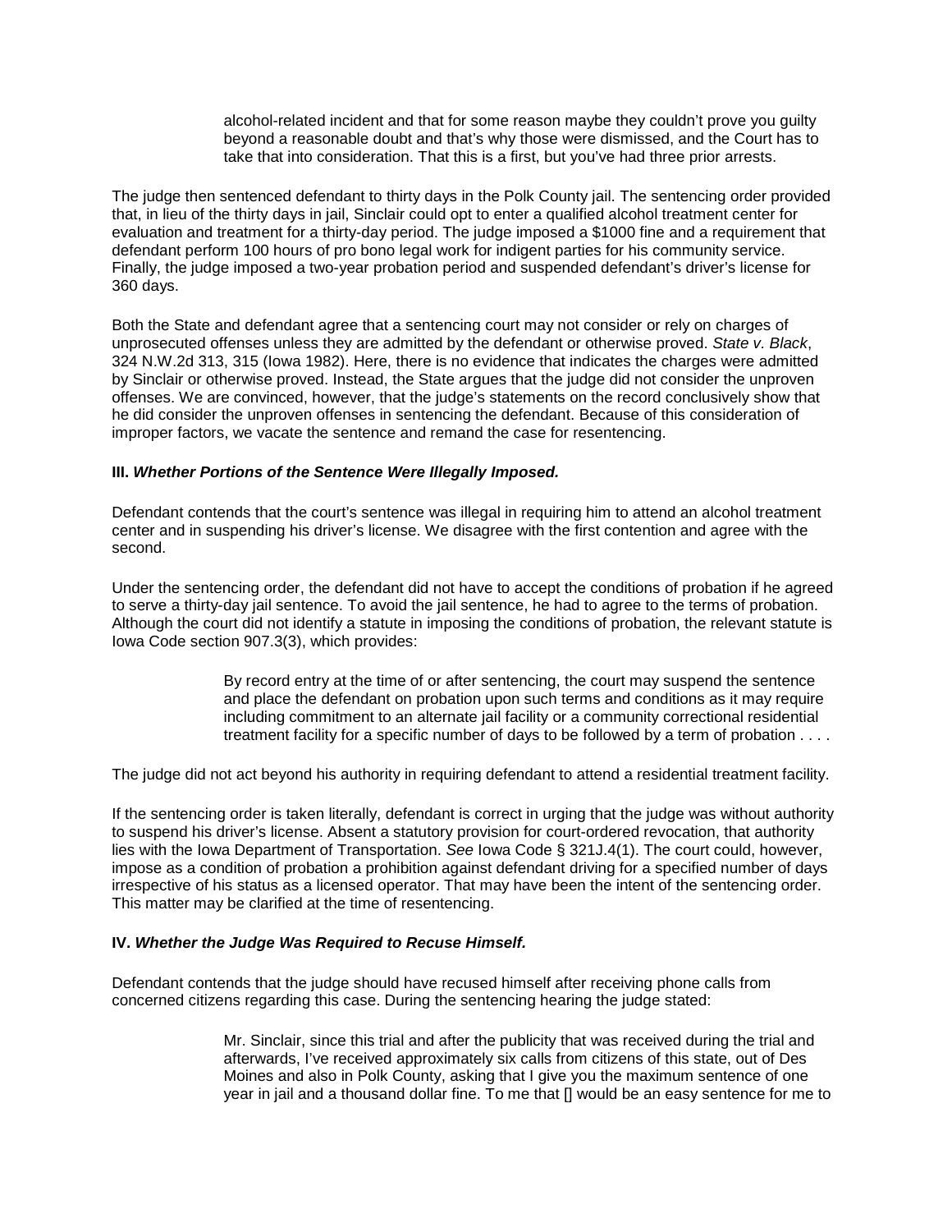> alcohol-related incident and that for some reason maybe they couldn't prove you guilty beyond a reasonable doubt and that's why those were dismissed, and the Court has to take that into consideration. That this is a first, but you've had three prior arrests.

The judge then sentenced defendant to thirty days in the Polk County jail. The sentencing order provided that, in lieu of the thirty days in jail, Sinclair could opt to enter a qualified alcohol treatment center for evaluation and treatment for a thirty-day period. The judge imposed a $1000 fine and a requirement that defendant perform 100 hours of pro bono legal work for indigent parties for his community service. Finally, the judge imposed a two-year probation period and suspended defendant's driver's license for 360 days.

Both the State and defendant agree that a sentencing court may not consider or rely on charges of unprosecuted offenses unless they are admitted by the defendant or otherwise proved. *State v. Black*, 324 N.W.2d 313, 315 (Iowa 1982). Here, there is no evidence that indicates the charges were admitted by Sinclair or otherwise proved. Instead, the State argues that the judge did not consider the unproven offenses. We are convinced, however, that the judge's statements on the record conclusively show that he did consider the unproven offenses in sentencing the defendant. Because of this consideration of improper factors, we vacate the sentence and remand the case for resentencing.

**III. *Whether Portions of the Sentence Were Illegally Imposed.***

Defendant contends that the court's sentence was illegal in requiring him to attend an alcohol treatment center and in suspending his driver's license. We disagree with the first contention and agree with the second.

Under the sentencing order, the defendant did not have to accept the conditions of probation if he agreed to serve a thirty-day jail sentence. To avoid the jail sentence, he had to agree to the terms of probation. Although the court did not identify a statute in imposing the conditions of probation, the relevant statute is Iowa Code section 907.3(3), which provides:

> By record entry at the time of or after sentencing, the court may suspend the sentence and place the defendant on probation upon such terms and conditions as it may require including commitment to an alternate jail facility or a community correctional residential treatment facility for a specific number of days to be followed by a term of probation . . . .

The judge did not act beyond his authority in requiring defendant to attend a residential treatment facility.

If the sentencing order is taken literally, defendant is correct in urging that the judge was without authority to suspend his driver's license. Absent a statutory provision for court-ordered revocation, that authority lies with the Iowa Department of Transportation. *See* Iowa Code § 321J.4(1). The court could, however, impose as a condition of probation a prohibition against defendant driving for a specified number of days irrespective of his status as a licensed operator. That may have been the intent of the sentencing order. This matter may be clarified at the time of resentencing.

**IV. *Whether the Judge Was Required to Recuse Himself.***

Defendant contends that the judge should have recused himself after receiving phone calls from concerned citizens regarding this case. During the sentencing hearing the judge stated:

> Mr. Sinclair, since this trial and after the publicity that was received during the trial and afterwards, I've received approximately six calls from citizens of this state, out of Des Moines and also in Polk County, asking that I give you the maximum sentence of one year in jail and a thousand dollar fine. To me that [] would be an easy sentence for me to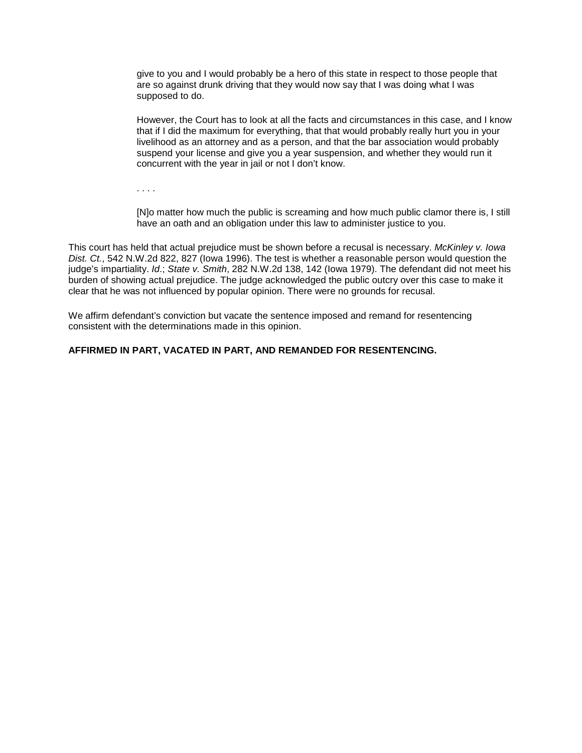> give to you and I would probably be a hero of this state in respect to those people that are so against drunk driving that they would now say that I was doing what I was supposed to do.
>
> However, the Court has to look at all the facts and circumstances in this case, and I know that if I did the maximum for everything, that that would probably really hurt you in your livelihood as an attorney and as a person, and that the bar association would probably suspend your license and give you a year suspension, and whether they would run it concurrent with the year in jail or not I don't know.
>
> . . . .
>
> [N]o matter how much the public is screaming and how much public clamor there is, I still have an oath and an obligation under this law to administer justice to you.

This court has held that actual prejudice must be shown before a recusal is necessary. *McKinley v. Iowa Dist. Ct.*, 542 N.W.2d 822, 827 (Iowa 1996). The test is whether a reasonable person would question the judge's impartiality. *Id*.; *State v. Smith*, 282 N.W.2d 138, 142 (Iowa 1979). The defendant did not meet his burden of showing actual prejudice. The judge acknowledged the public outcry over this case to make it clear that he was not influenced by popular opinion. There were no grounds for recusal.

We affirm defendant's conviction but vacate the sentence imposed and remand for resentencing consistent with the determinations made in this opinion.

**AFFIRMED IN PART, VACATED IN PART, AND REMANDED FOR RESENTENCING.**